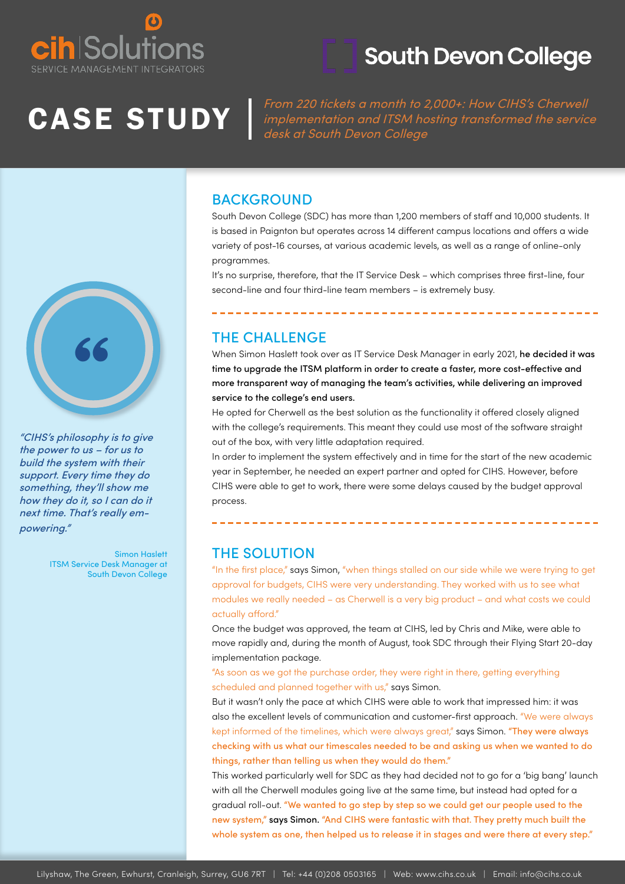cih Solutions
SERVICE MANAGEMENT INTEGRATORS

South Devon College

# CASE STUDY

*From 220 tickets a month to 2,000+: How CIHS's Cherwell implementation and ITSM hosting transformed the service desk at South Devon College*

## BACKGROUND

South Devon College (SDC) has more than 1,200 members of staff and 10,000 students. It is based in Paignton but operates across 14 different campus locations and offers a wide variety of post-16 courses, at various academic levels, as well as a range of online-only programmes.

It's no surprise, therefore, that the IT Service Desk – which comprises three first-line, four second-line and four third-line team members – is extremely busy.

## THE CHALLENGE

When Simon Haslett took over as IT Service Desk Manager in early 2021, **he decided it was time to upgrade the ITSM platform in order to create a faster, more cost-effective and more transparent way of managing the team's activities, while delivering an improved service to the college's end users.**

He opted for Cherwell as the best solution as the functionality it offered closely aligned with the college's requirements. This meant they could use most of the software straight out of the box, with very little adaptation required.

In order to implement the system effectively and in time for the start of the new academic year in September, he needed an expert partner and opted for CIHS. However, before CIHS were able to get to work, there were some delays caused by the budget approval process.

## THE SOLUTION

"In the first place," says Simon, "when things stalled on our side while we were trying to get approval for budgets, CIHS were very understanding. They worked with us to see what modules we really needed – as Cherwell is a very big product – and what costs we could actually afford."

Once the budget was approved, the team at CIHS, led by Chris and Mike, were able to move rapidly and, during the month of August, took SDC through their Flying Start 20-day implementation package.

"As soon as we got the purchase order, they were right in there, getting everything scheduled and planned together with us," says Simon.

But it wasn't only the pace at which CIHS were able to work that impressed him: it was also the excellent levels of communication and customer-first approach. "We were always kept informed of the timelines, which were always great," says Simon. **"They were always checking with us what our timescales needed to be and asking us when we wanted to do things, rather than telling us when they would do them."**

This worked particularly well for SDC as they had decided not to go for a 'big bang' launch with all the Cherwell modules going live at the same time, but instead had opted for a gradual roll-out. **"We wanted to go step by step so we could get our people used to the new system," says Simon. "And CIHS were fantastic with that. They pretty much built the whole system as one, then helped us to release it in stages and were there at every step."**

> *"CIHS's philosophy is to give the power to us – for us to build the system with their support. Every time they do something, they'll show me how they do it, so I can do it next time. That's really em-powering."*
>
> Simon Haslett
> ITSM Service Desk Manager at South Devon College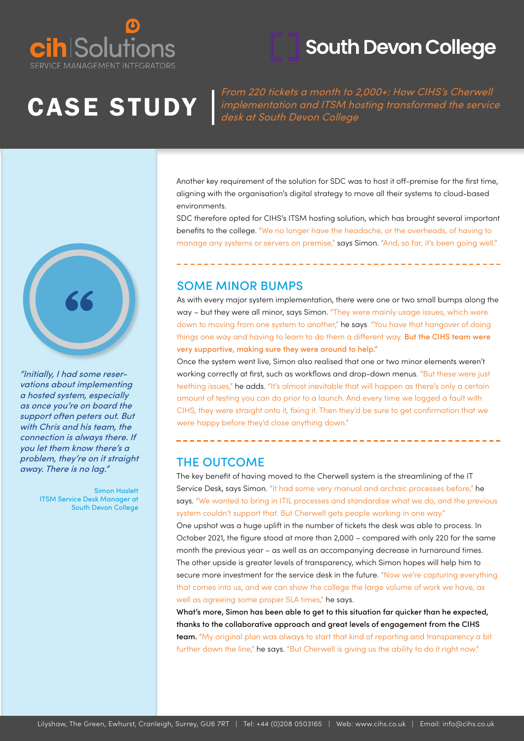# CASE STUDY

*From 220 tickets a month to 2,000+: How CIHS's Cherwell implementation and ITSM hosting transformed the service desk at South Devon College*

Another key requirement of the solution for SDC was to host it off-premise for the first time, aligning with the organisation's digital strategy to move all their systems to cloud-based environments.

SDC therefore opted for CIHS's ITSM hosting solution, which has brought several important benefits to the college. "We no longer have the headache, or the overheads, of having to manage any systems or servers on premise," says Simon. "And, so far, it's been going well."

## SOME MINOR BUMPS

As with every major system implementation, there were one or two small bumps along the way – but they were all minor, says Simon. "They were mainly usage issues, which were down to moving from one system to another," he says. "You have that hangover of doing things one way and having to learn to do them a different way. **But the CIHS team were very supportive, making sure they were around to help."**

Once the system went live, Simon also realised that one or two minor elements weren't working correctly at first, such as workflows and drop-down menus. "But these were just teething issues," he adds. "It's almost inevitable that will happen as there's only a certain amount of testing you can do prior to a launch. And every time we logged a fault with CIHS, they were straight onto it, fixing it. Then they'd be sure to get confirmation that we were happy before they'd close anything down."

## THE OUTCOME

The key benefit of having moved to the Cherwell system is the streamlining of the IT Service Desk, says Simon. "It had some very manual and archaic processes before," he says. "We wanted to bring in ITIL processes and standardise what we do, and the previous system couldn't support that. But Cherwell gets people working in one way."

One upshot was a huge uplift in the number of tickets the desk was able to process. In October 2021, the figure stood at more than 2,000 – compared with only 220 for the same month the previous year – as well as an accompanying decrease in turnaround times.

The other upside is greater levels of transparency, which Simon hopes will help him to secure more investment for the service desk in the future. "Now we're capturing everything that comes into us, and we can show the college the large volume of work we have, as well as agreeing some proper SLA times," he says.

**What's more, Simon has been able to get to this situation far quicker than he expected, thanks to the collaborative approach and great levels of engagement from the CIHS team.** "My original plan was always to start that kind of reporting and transparency a bit further down the line," he says. "But Cherwell is giving us the ability to do it right now."

> *"Initially, I had some reservations about implementing a hosted system, especially as once you're on board the support often peters out. But with Chris and his team, the connection is always there. If you let them know there's a problem, they're on it straight away. There is no lag."*
>
> Simon Haslett
> ITSM Service Desk Manager at South Devon College

Lilyshaw, The Green, Ewhurst, Cranleigh, Surrey, GU6 7RT | Tel: +44 (0)208 0503165 | Web: www.cihs.co.uk | Email: info@cihs.co.uk